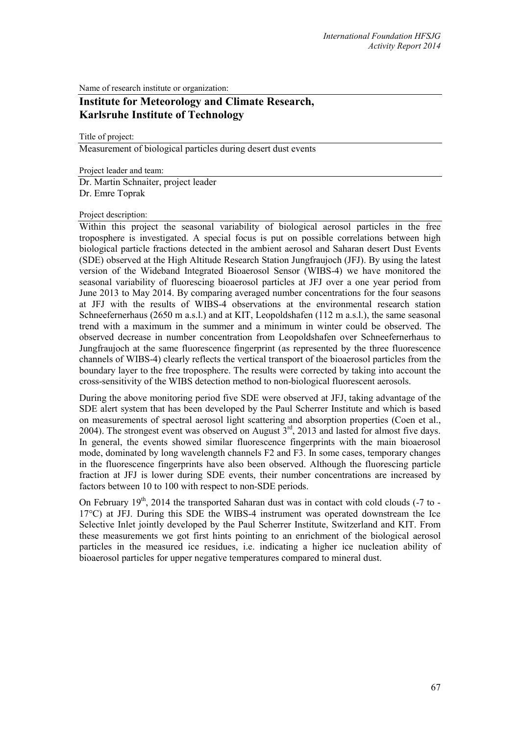Name of research institute or organization:

## Institute for Meteorology and Climate Research, Karlsruhe Institute of Technology

Title of project:

Measurement of biological particles during desert dust events

Project leader and team:

Dr. Martin Schnaiter, project leader
Dr. Emre Toprak

Project description:

Within this project the seasonal variability of biological aerosol particles in the free troposphere is investigated. A special focus is put on possible correlations between high biological particle fractions detected in the ambient aerosol and Saharan desert Dust Events (SDE) observed at the High Altitude Research Station Jungfraujoch (JFJ). By using the latest version of the Wideband Integrated Bioaerosol Sensor (WIBS-4) we have monitored the seasonal variability of fluorescing bioaerosol particles at JFJ over a one year period from June 2013 to May 2014. By comparing averaged number concentrations for the four seasons at JFJ with the results of WIBS-4 observations at the environmental research station Schneefernerhaus (2650 m a.s.l.) and at KIT, Leopoldshafen (112 m a.s.l.), the same seasonal trend with a maximum in the summer and a minimum in winter could be observed. The observed decrease in number concentration from Leopoldshafen over Schneefernerhaus to Jungfraujoch at the same fluorescence fingerprint (as represented by the three fluorescence channels of WIBS-4) clearly reflects the vertical transport of the bioaerosol particles from the boundary layer to the free troposphere. The results were corrected by taking into account the cross-sensitivity of the WIBS detection method to non-biological fluorescent aerosols.

During the above monitoring period five SDE were observed at JFJ, taking advantage of the SDE alert system that has been developed by the Paul Scherrer Institute and which is based on measurements of spectral aerosol light scattering and absorption properties (Coen et al., 2004). The strongest event was observed on August 3rd, 2013 and lasted for almost five days. In general, the events showed similar fluorescence fingerprints with the main bioaerosol mode, dominated by long wavelength channels F2 and F3. In some cases, temporary changes in the fluorescence fingerprints have also been observed. Although the fluorescing particle fraction at JFJ is lower during SDE events, their number concentrations are increased by factors between 10 to 100 with respect to non-SDE periods.

On February 19th, 2014 the transported Saharan dust was in contact with cold clouds (-7 to -17°C) at JFJ. During this SDE the WIBS-4 instrument was operated downstream the Ice Selective Inlet jointly developed by the Paul Scherrer Institute, Switzerland and KIT. From these measurements we got first hints pointing to an enrichment of the biological aerosol particles in the measured ice residues, i.e. indicating a higher ice nucleation ability of bioaerosol particles for upper negative temperatures compared to mineral dust.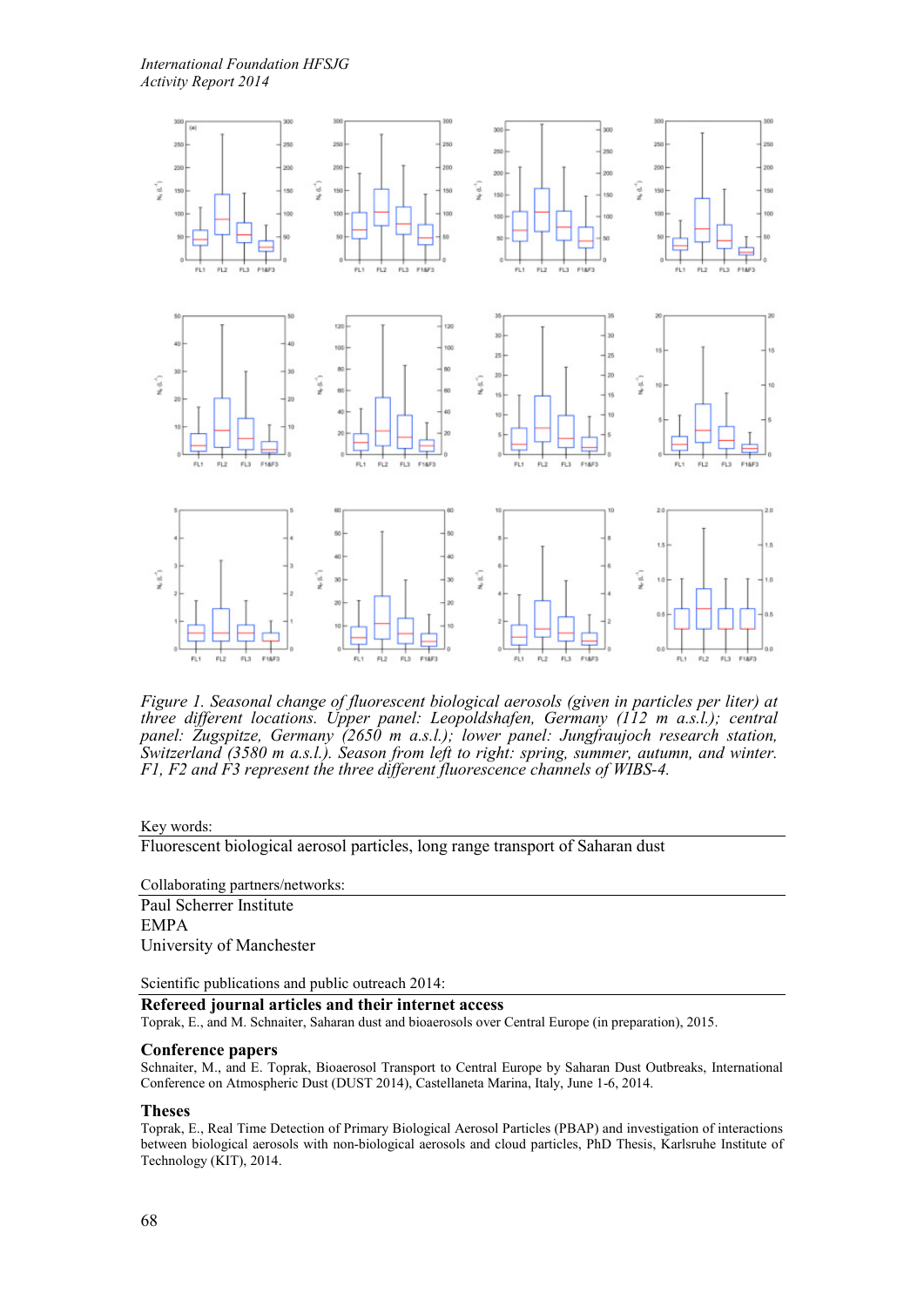*Figure 1. Seasonal change of fluorescent biological aerosols (given in particles per liter) at three different locations. Upper panel: Leopoldshafen, Germany (112 m a.s.l.); central panel: Zugspitze, Germany (2650 m a.s.l.); lower panel: Jungfraujoch research station, Switzerland (3580 m a.s.l.). Season from left to right: spring, summer, autumn, and winter. F1, F2 and F3 represent the three different fluorescence channels of WIBS-4.*

Key words:

Fluorescent biological aerosol particles, long range transport of Saharan dust

Collaborating partners/networks:

Paul Scherrer Institute  
EMPA  
University of Manchester

Scientific publications and public outreach 2014:

### Refereed journal articles and their internet access

Toprak, E., and M. Schnaiter, Saharan dust and bioaerosols over Central Europe (in preparation), 2015.

### Conference papers

Schnaiter, M., and E. Toprak, Bioaerosol Transport to Central Europe by Saharan Dust Outbreaks, International Conference on Atmospheric Dust (DUST 2014), Castellaneta Marina, Italy, June 1-6, 2014.

### Theses

Toprak, E., Real Time Detection of Primary Biological Aerosol Particles (PBAP) and investigation of interactions between biological aerosols with non-biological aerosols and cloud particles, PhD Thesis, Karlsruhe Institute of Technology (KIT), 2014.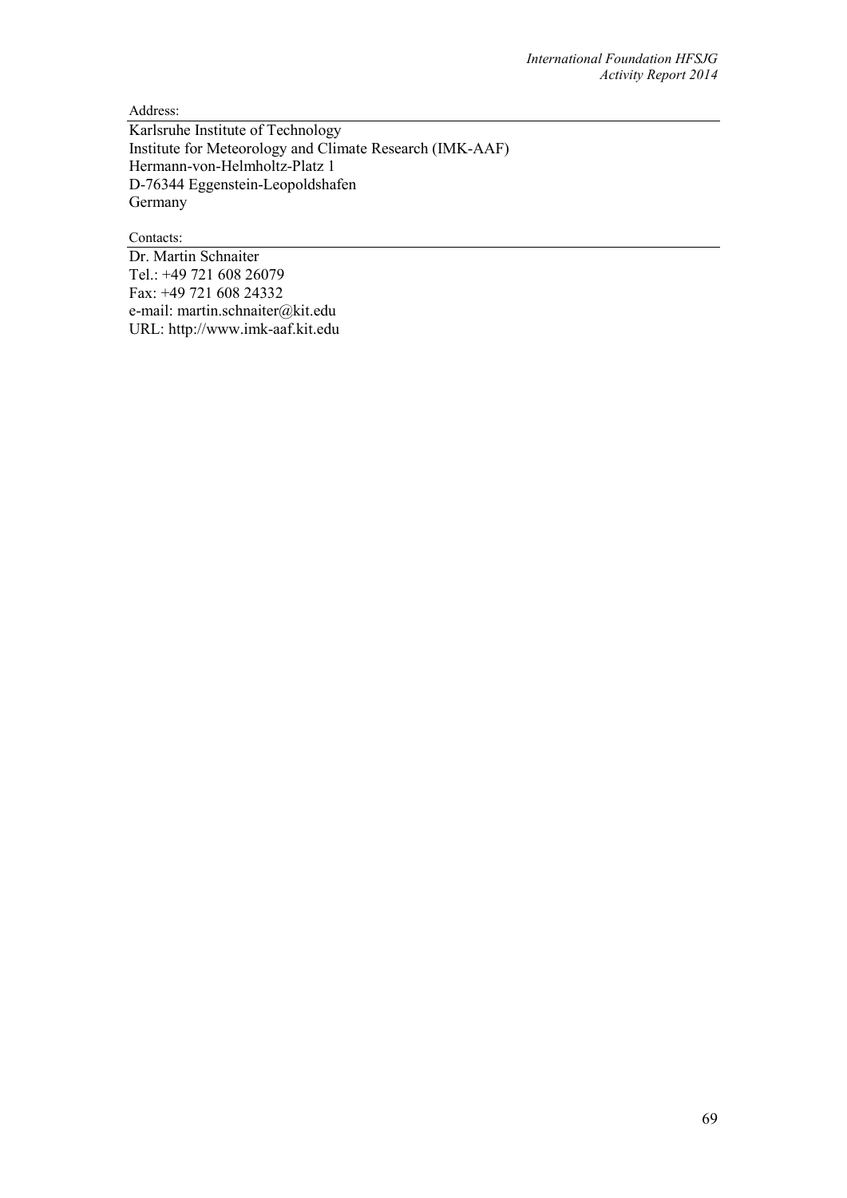Address:

Karlsruhe Institute of Technology
Institute for Meteorology and Climate Research (IMK-AAF)
Hermann-von-Helmholtz-Platz 1
D-76344 Eggenstein-Leopoldshafen
Germany

Contacts:

Dr. Martin Schnaiter
Tel.: +49 721 608 26079
Fax: +49 721 608 24332
e-mail: martin.schnaiter@kit.edu
URL: http://www.imk-aaf.kit.edu